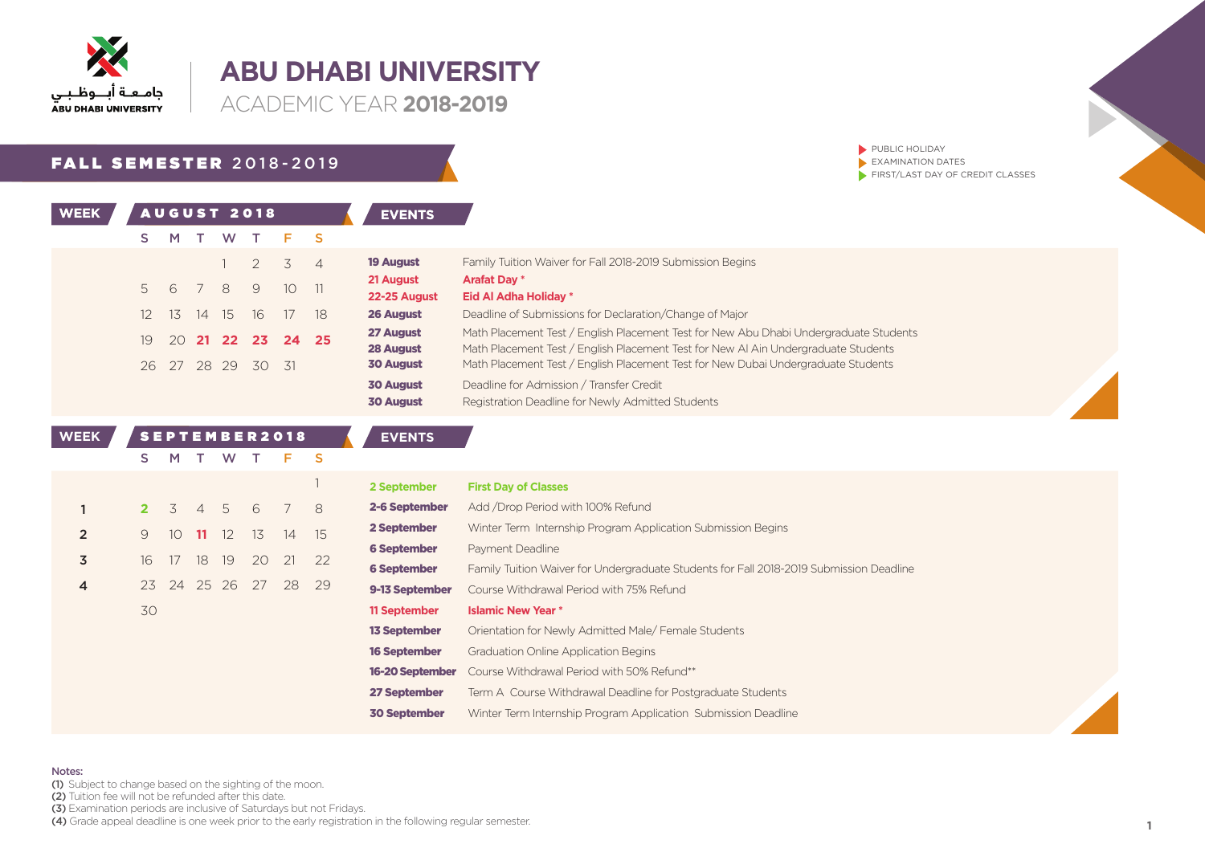جامعة أبوظبي
ABU DHABI UNIVERSITY

# ABU DHABI UNIVERSITY
ACADEMIC YEAR **2018-2019**

- PUBLIC HOLIDAY
- EXAMINATION DATES
- FIRST/LAST DAY OF CREDIT CLASSES

## FALL SEMESTER 2018-2019

### AUGUST 2018

| WEEK | S | M | T | W | T | F | S |
|---|---|---|---|---|---|---|---|
| | | | | 1 | 2 | 3 | 4 |
| | 5 | 6 | 7 | 8 | 9 | 10 | 11 |
| | 12 | 13 | 14 | 15 | 16 | 17 | 18 |
| | 19 | 20 | **21** | **22** | **23** | **24** | **25** |
| | 26 | 27 | 28 | 29 | 30 | 31 | |

**EVENTS**

| Date | Event |
|---|---|
| **19 August** | Family Tuition Waiver for Fall 2018-2019 Submission Begins |
| **21 August** | **Arafat Day** * |
| **22-25 August** | **Eid Al Adha Holiday** * |
| **26 August** | Deadline of Submissions for Declaration/Change of Major |
| **27 August** | Math Placement Test / English Placement Test for New Abu Dhabi Undergraduate Students |
| **28 August** | Math Placement Test / English Placement Test for New Al Ain Undergraduate Students |
| **30 August** | Math Placement Test / English Placement Test for New Dubai Undergraduate Students |
| **30 August** | Deadline for Admission / Transfer Credit |
| **30 August** | Registration Deadline for Newly Admitted Students |

### SEPTEMBER 2018

| WEEK | S | M | T | W | T | F | S |
|---|---|---|---|---|---|---|---|
| | | | | | | | 1 |
| 1 | **2** | 3 | 4 | 5 | 6 | 7 | 8 |
| 2 | 9 | 10 | **11** | 12 | 13 | 14 | 15 |
| 3 | 16 | 17 | 18 | 19 | 20 | 21 | 22 |
| 4 | 23 | 24 | 25 | 26 | 27 | 28 | 29 |
| | 30 | | | | | | |

**EVENTS**

| Date | Event |
|---|---|
| **2 September** | **First Day of Classes** |
| **2-6 September** | Add /Drop Period with 100% Refund |
| **2 September** | Winter Term Internship Program Application Submission Begins |
| **6 September** | Payment Deadline |
| **6 September** | Family Tuition Waiver for Undergraduate Students for Fall 2018-2019 Submission Deadline |
| **9-13 September** | Course Withdrawal Period with 75% Refund |
| **11 September** | **Islamic New Year** * |
| **13 September** | Orientation for Newly Admitted Male/ Female Students |
| **16 September** | Graduation Online Application Begins |
| **16-20 September** | Course Withdrawal Period with 50% Refund** |
| **27 September** | Term A Course Withdrawal Deadline for Postgraduate Students |
| **30 September** | Winter Term Internship Program Application Submission Deadline |

Notes:
(1) Subject to change based on the sighting of the moon.
(2) Tuition fee will not be refunded after this date.
(3) Examination periods are inclusive of Saturdays but not Fridays.
(4) Grade appeal deadline is one week prior to the early registration in the following regular semester.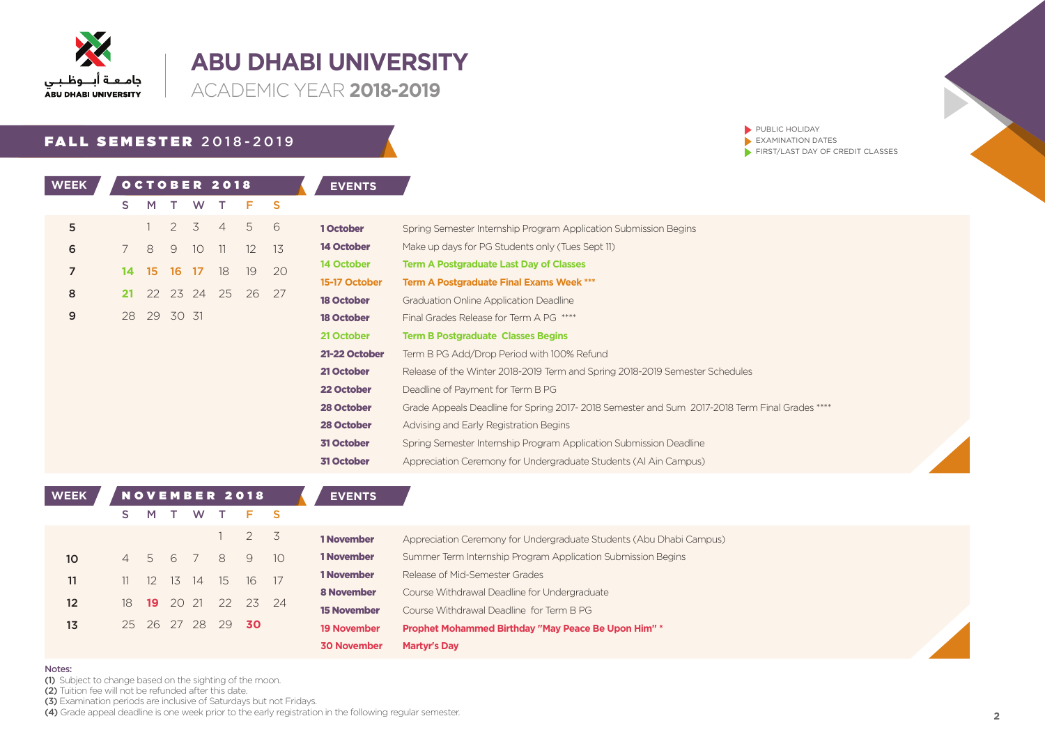# ABU DHABI UNIVERSITY

ACADEMIC YEAR **2018-2019**

جامعة أبوظبي
ABU DHABI UNIVERSITY

- PUBLIC HOLIDAY
- EXAMINATION DATES
- FIRST/LAST DAY OF CREDIT CLASSES

## FALL SEMESTER 2018-2019

| WEEK | S | M | T | W | T | F | S |
|---|---|---|---|---|---|---|---|
| | | | | | | | |
| **OCTOBER 2018** | | | | | | | |
| 5 | | 1 | 2 | 3 | 4 | 5 | 6 |
| 6 | 7 | 8 | 9 | 10 | 11 | 12 | 13 |
| 7 | 14 | 15 | 16 | 17 | 18 | 19 | 20 |
| 8 | 21 | 22 | 23 | 24 | 25 | 26 | 27 |
| 9 | 28 | 29 | 30 | 31 | | | |

| EVENTS | |
|---|---|
| **1 October** | Spring Semester Internship Program Application Submission Begins |
| **14 October** | Make up days for PG Students only (Tues Sept 11) |
| **14 October** | **Term A Postgraduate Last Day of Classes** |
| **15-17 October** | **Term A Postgraduate Final Exams Week \*\*\*** |
| **18 October** | Graduation Online Application Deadline |
| **18 October** | Final Grades Release for Term A PG \*\*\*\* |
| **21 October** | **Term B Postgraduate Classes Begins** |
| **21-22 October** | Term B PG Add/Drop Period with 100% Refund |
| **21 October** | Release of the Winter 2018-2019 Term and Spring 2018-2019 Semester Schedules |
| **22 October** | Deadline of Payment for Term B PG |
| **28 October** | Grade Appeals Deadline for Spring 2017- 2018 Semester and Sum 2017-2018 Term Final Grades \*\*\*\* |
| **28 October** | Advising and Early Registration Begins |
| **31 October** | Spring Semester Internship Program Application Submission Deadline |
| **31 October** | Appreciation Ceremony for Undergraduate Students (Al Ain Campus) |

| WEEK | S | M | T | W | T | F | S |
|---|---|---|---|---|---|---|---|
| | | | | | | | |
| **NOVEMBER 2018** | | | | | | | |
| | | | | | 1 | 2 | 3 |
| 10 | 4 | 5 | 6 | 7 | 8 | 9 | 10 |
| 11 | 11 | 12 | 13 | 14 | 15 | 16 | 17 |
| 12 | 18 | 19 | 20 | 21 | 22 | 23 | 24 |
| 13 | 25 | 26 | 27 | 28 | 29 | 30 | |

| EVENTS | |
|---|---|
| **1 November** | Appreciation Ceremony for Undergraduate Students (Abu Dhabi Campus) |
| **1 November** | Summer Term Internship Program Application Submission Begins |
| **1 November** | Release of Mid-Semester Grades |
| **8 November** | Course Withdrawal Deadline for Undergraduate |
| **15 November** | Course Withdrawal Deadline for Term B PG |
| **19 November** | **Prophet Mohammed Birthday "May Peace Be Upon Him" \*** |
| **30 November** | **Martyr's Day** |

Notes:
**(1)** Subject to change based on the sighting of the moon.
**(2)** Tuition fee will not be refunded after this date.
**(3)** Examination periods are inclusive of Saturdays but not Fridays.
**(4)** Grade appeal deadline is one week prior to the early registration in the following regular semester.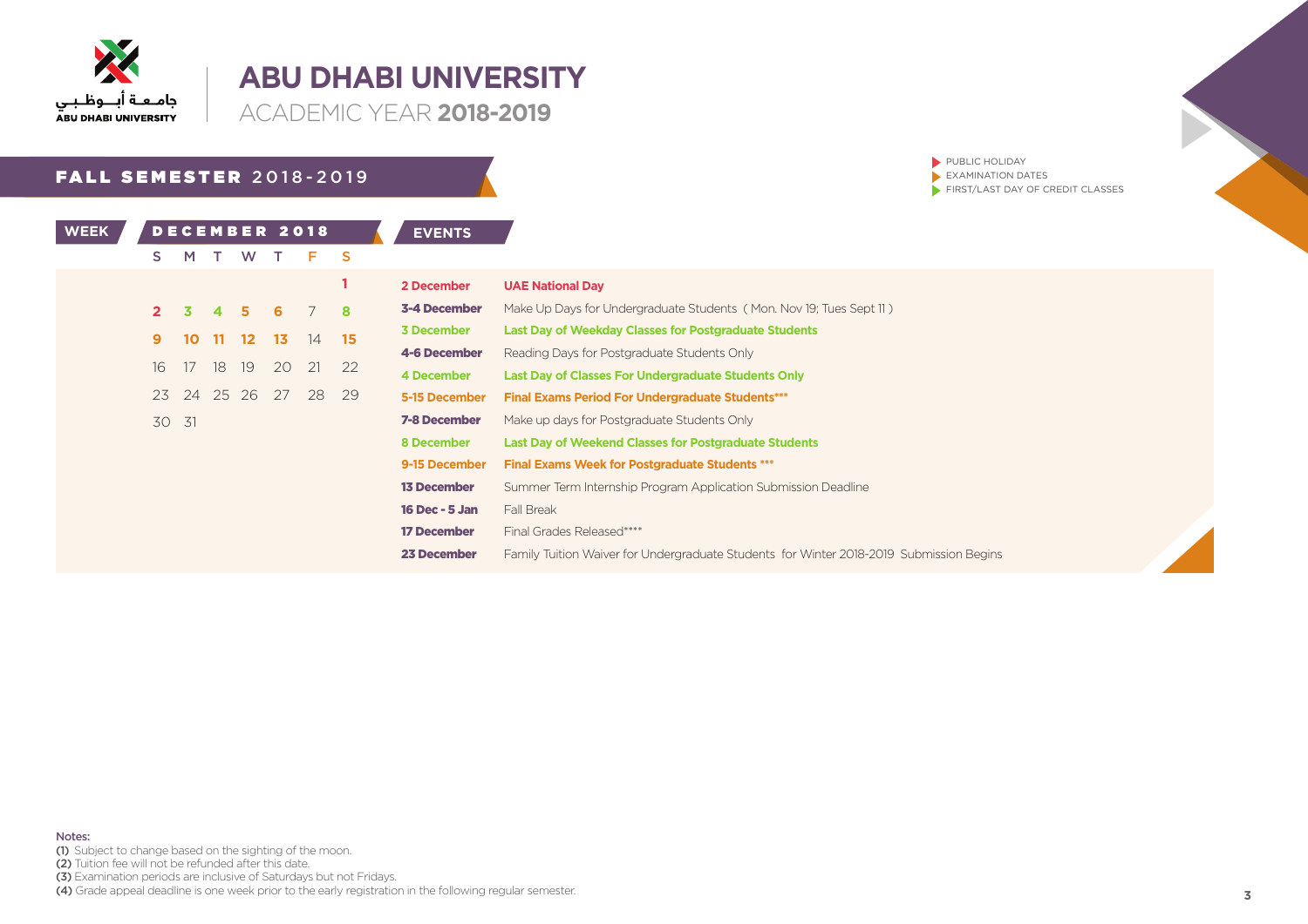# ABU DHABI UNIVERSITY

ACADEMIC YEAR **2018-2019**

- PUBLIC HOLIDAY
- EXAMINATION DATES
- FIRST/LAST DAY OF CREDIT CLASSES

## FALL SEMESTER 2018-2019

**WEEK**

**DECEMBER 2018**

| S | M | T | W | T | F | S |
|---|---|---|---|---|---|---|
| | | | | | | 1 |
| 2 | 3 | 4 | 5 | 6 | 7 | 8 |
| 9 | 10 | 11 | 12 | 13 | 14 | 15 |
| 16 | 17 | 18 | 19 | 20 | 21 | 22 |
| 23 | 24 | 25 | 26 | 27 | 28 | 29 |
| 30 | 31 | | | | | |

**EVENTS**

| Date | Event |
|---|---|
| **2 December** | **UAE National Day** |
| **3-4 December** | Make Up Days for Undergraduate Students ( Mon. Nov 19; Tues Sept 11 ) |
| **3 December** | **Last Day of Weekday Classes for Postgraduate Students** |
| **4-6 December** | Reading Days for Postgraduate Students Only |
| **4 December** | **Last Day of Classes For Undergraduate Students Only** |
| **5-15 December** | **Final Exams Period For Undergraduate Students*** ** |
| **7-8 December** | Make up days for Postgraduate Students Only |
| **8 December** | **Last Day of Weekend Classes for Postgraduate Students** |
| **9-15 December** | **Final Exams Week for Postgraduate Students *** ** |
| **13 December** | Summer Term Internship Program Application Submission Deadline |
| **16 Dec - 5 Jan** | Fall Break |
| **17 December** | Final Grades Released**** |
| **23 December** | Family Tuition Waiver for Undergraduate Students for Winter 2018-2019 Submission Begins |

Notes:
**(1)** Subject to change based on the sighting of the moon.
**(2)** Tuition fee will not be refunded after this date.
**(3)** Examination periods are inclusive of Saturdays but not Fridays.
**(4)** Grade appeal deadline is one week prior to the early registration in the following regular semester.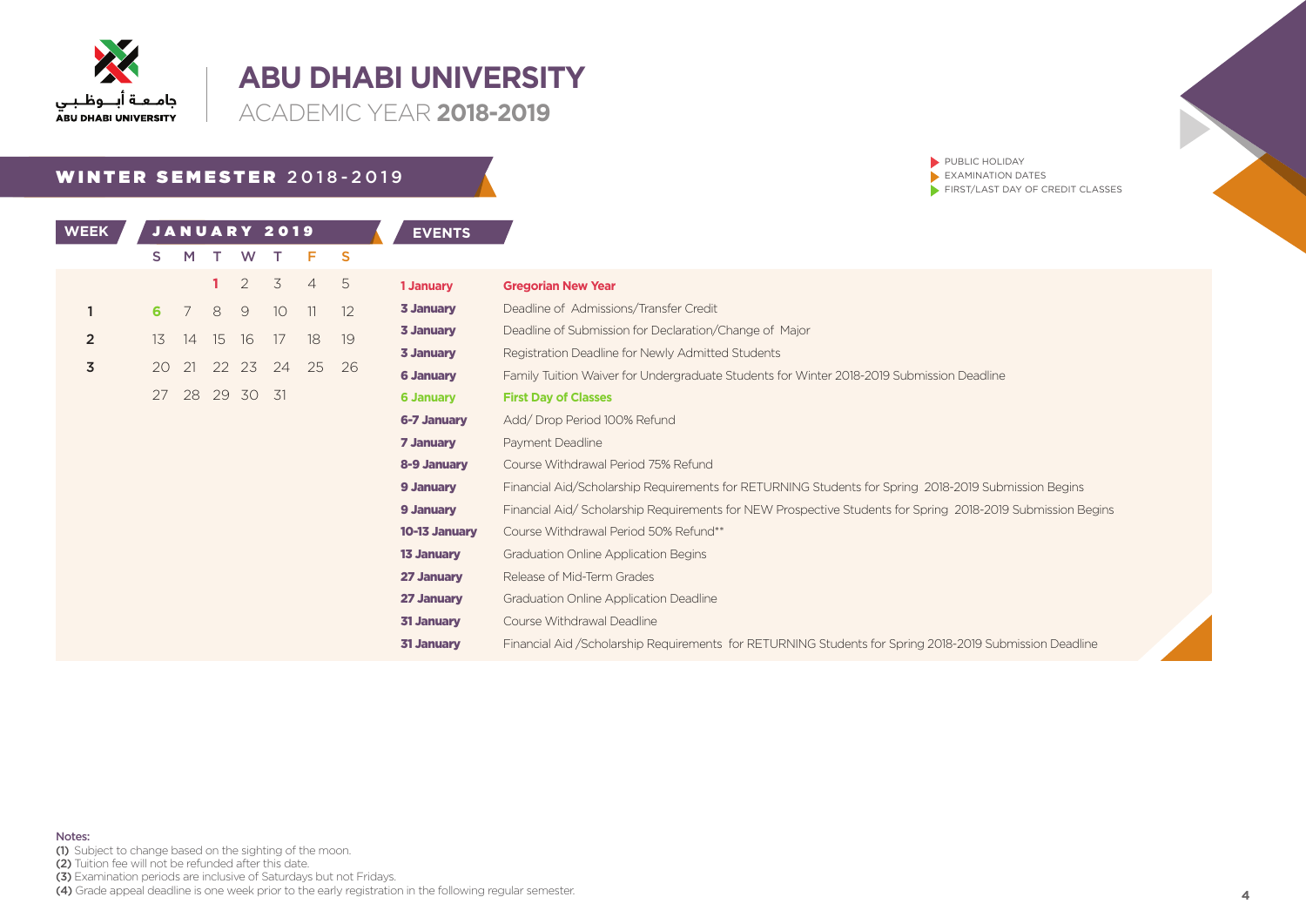جامعة أبوظبي
ABU DHABI UNIVERSITY

# ABU DHABI UNIVERSITY

ACADEMIC YEAR **2018-2019**

## WINTER SEMESTER 2018-2019

- PUBLIC HOLIDAY
- EXAMINATION DATES
- FIRST/LAST DAY OF CREDIT CLASSES

| WEEK | S | M | T | W | T | F | S |
|---|---|---|---|---|---|---|---|
| | | | 1 | 2 | 3 | 4 | 5 |
| 1 | 6 | 7 | 8 | 9 | 10 | 11 | 12 |
| 2 | 13 | 14 | 15 | 16 | 17 | 18 | 19 |
| 3 | 20 | 21 | 22 | 23 | 24 | 25 | 26 |
| | 27 | 28 | 29 | 30 | 31 | | |

(JANUARY 2019)

### EVENTS

| Date | Event |
|---|---|
| **1 January** | **Gregorian New Year** |
| **3 January** | Deadline of Admissions/Transfer Credit |
| **3 January** | Deadline of Submission for Declaration/Change of Major |
| **3 January** | Registration Deadline for Newly Admitted Students |
| **6 January** | Family Tuition Waiver for Undergraduate Students for Winter 2018-2019 Submission Deadline |
| **6 January** | **First Day of Classes** |
| **6-7 January** | Add/ Drop Period 100% Refund |
| **7 January** | Payment Deadline |
| **8-9 January** | Course Withdrawal Period 75% Refund |
| **9 January** | Financial Aid/Scholarship Requirements for RETURNING Students for Spring 2018-2019 Submission Begins |
| **9 January** | Financial Aid/ Scholarship Requirements for NEW Prospective Students for Spring 2018-2019 Submission Begins |
| **10-13 January** | Course Withdrawal Period 50% Refund** |
| **13 January** | Graduation Online Application Begins |
| **27 January** | Release of Mid-Term Grades |
| **27 January** | Graduation Online Application Deadline |
| **31 January** | Course Withdrawal Deadline |
| **31 January** | Financial Aid /Scholarship Requirements for RETURNING Students for Spring 2018-2019 Submission Deadline |

**Notes:**

**(1)** Subject to change based on the sighting of the moon.
**(2)** Tuition fee will not be refunded after this date.
**(3)** Examination periods are inclusive of Saturdays but not Fridays.
**(4)** Grade appeal deadline is one week prior to the early registration in the following regular semester.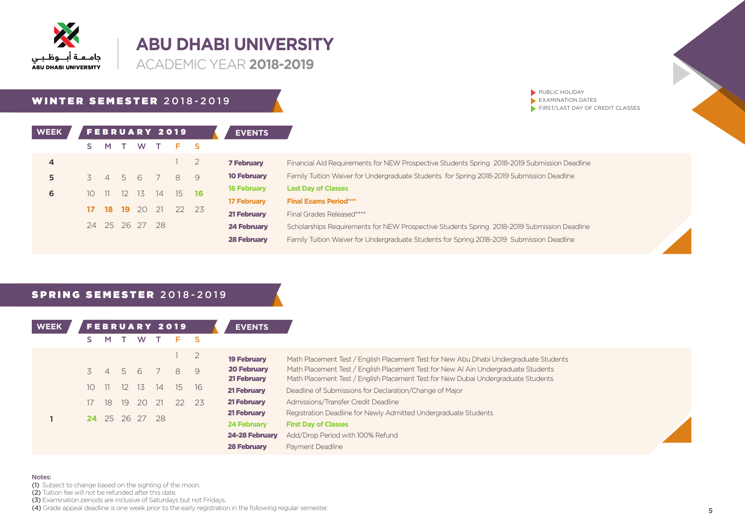# ABU DHABI UNIVERSITY

ACADEMIC YEAR **2018-2019**

جامعة أبوظبي
ABU DHABI UNIVERSITY

- PUBLIC HOLIDAY
- EXAMINATION DATES
- FIRST/LAST DAY OF CREDIT CLASSES

## WINTER SEMESTER 2018-2019

| WEEK | S | M | T | W | T | F | S |
|---|---|---|---|---|---|---|---|
| 4 | | | | | | 1 | 2 |
| 5 | 3 | 4 | 5 | 6 | 7 | 8 | 9 |
| 6 | 10 | 11 | 12 | 13 | 14 | 15 | **16** |
| | **17** | **18** | **19** | 20 | 21 | 22 | 23 |
| | 24 | 25 | 26 | 27 | 28 | | |

FEBRUARY 2019

**EVENTS**

| Date | Event |
|---|---|
| **7 February** | Financial Aid Requirements for NEW Prospective Students Spring 2018-2019 Submission Deadline |
| **10 February** | Family Tuition Waiver for Undergraduate Students for Spring 2018-2019 Submission Deadline |
| **16 February** | **Last Day of Classes** |
| **17 February** | **Final Exams Period*** ** |
| **21 February** | Final Grades Released**** |
| **24 February** | Scholarships Requirements for NEW Prospective Students Spring 2018-2019 Submission Deadline |
| **28 February** | Family Tuition Waiver for Undergraduate Students for Spring 2018-2019 Submission Deadline |

## SPRING SEMESTER 2018-2019

| WEEK | S | M | T | W | T | F | S |
|---|---|---|---|---|---|---|---|
| | | | | | | 1 | 2 |
| | 3 | 4 | 5 | 6 | 7 | 8 | 9 |
| | 10 | 11 | 12 | 13 | 14 | 15 | 16 |
| | 17 | 18 | 19 | 20 | 21 | 22 | 23 |
| 1 | **24** | 25 | 26 | 27 | 28 | | |

FEBRUARY 2019

**EVENTS**

| Date | Event |
|---|---|
| **19 February** | Math Placement Test / English Placement Test for New Abu Dhabi Undergraduate Students |
| **20 February** | Math Placement Test / English Placement Test for New Al Ain Undergraduate Students |
| **21 February** | Math Placement Test / English Placement Test for New Dubai Undergraduate Students |
| **21 February** | Deadline of Submissions for Declaration/Change of Major |
| **21 February** | Admissions/Transfer Credit Deadline |
| **21 February** | Registration Deadline for Newly Admitted Undergraduate Students |
| **24 February** | **First Day of Classes** |
| **24-28 February** | Add/Drop Period with 100% Refund |
| **28 February** | Payment Deadline |

Notes:
**(1)** Subject to change based on the sighting of the moon.
**(2)** Tuition fee will not be refunded after this date.
**(3)** Examination periods are inclusive of Saturdays but not Fridays.
**(4)** Grade appeal deadline is one week prior to the early registration in the following regular semester.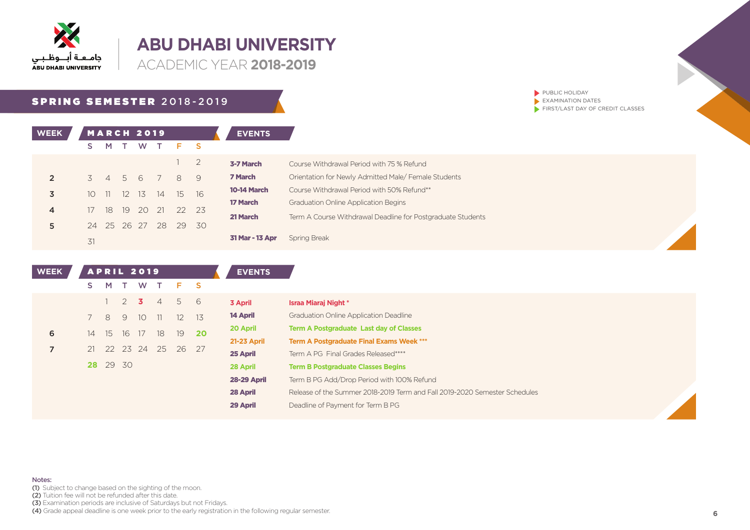# ABU DHABI UNIVERSITY

ACADEMIC YEAR **2018-2019**

جامعة أبوظبي
ABU DHABI UNIVERSITY

- PUBLIC HOLIDAY
- EXAMINATION DATES
- FIRST/LAST DAY OF CREDIT CLASSES

## SPRING SEMESTER 2018-2019

### MARCH 2019

| WEEK | S | M | T | W | T | F | S |
|---|---|---|---|---|---|---|---|
| | | | | | | 1 | 2 |
| 2 | 3 | 4 | 5 | 6 | 7 | 8 | 9 |
| 3 | 10 | 11 | 12 | 13 | 14 | 15 | 16 |
| 4 | 17 | 18 | 19 | 20 | 21 | 22 | 23 |
| 5 | 24 | 25 | 26 | 27 | 28 | 29 | 30 |
| | 31 | | | | | | |

**EVENTS**

| Date | Event |
|---|---|
| **3-7 March** | Course Withdrawal Period with 75 % Refund |
| **7 March** | Orientation for Newly Admitted Male/ Female Students |
| **10-14 March** | Course Withdrawal Period with 50% Refund** |
| **17 March** | Graduation Online Application Begins |
| **21 March** | Term A Course Withdrawal Deadline for Postgraduate Students |
| **31 Mar - 13 Apr** | Spring Break |

### APRIL 2019

| WEEK | S | M | T | W | T | F | S |
|---|---|---|---|---|---|---|---|
| | | 1 | 2 | **3** | 4 | 5 | 6 |
| | 7 | 8 | 9 | 10 | 11 | 12 | 13 |
| 6 | 14 | 15 | 16 | 17 | 18 | 19 | **20** |
| 7 | 21 | 22 | 23 | 24 | 25 | 26 | 27 |
| | **28** | 29 | 30 | | | | |

**EVENTS**

| Date | Event |
|---|---|
| **3 April** | **Israa Miaraj Night *** |
| **14 April** | Graduation Online Application Deadline |
| **20 April** | **Term A Postgraduate Last day of Classes** |
| **21-23 April** | **Term A Postgraduate Final Exams Week ***** |
| **25 April** | Term A PG Final Grades Released**** |
| **28 April** | **Term B Postgraduate Classes Begins** |
| **28-29 April** | Term B PG Add/Drop Period with 100% Refund |
| **28 April** | Release of the Summer 2018-2019 Term and Fall 2019-2020 Semester Schedules |
| **29 April** | Deadline of Payment for Term B PG |

Notes:
**(1)** Subject to change based on the sighting of the moon.
**(2)** Tuition fee will not be refunded after this date.
**(3)** Examination periods are inclusive of Saturdays but not Fridays.
**(4)** Grade appeal deadline is one week prior to the early registration in the following regular semester.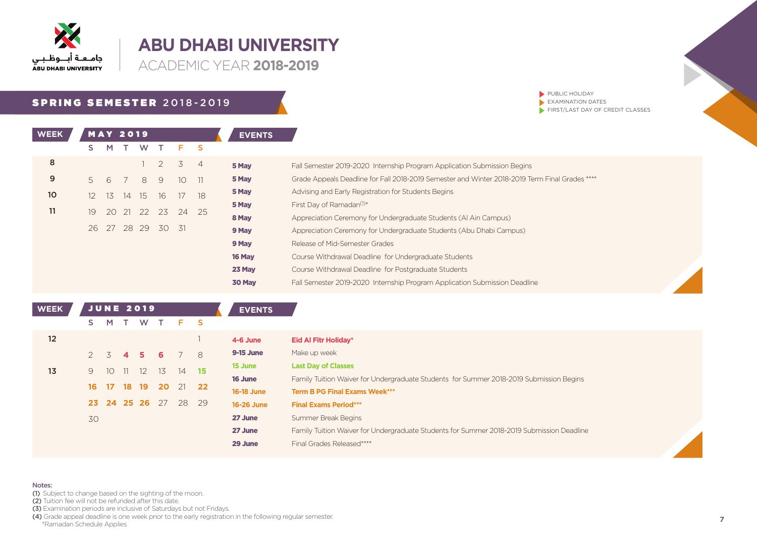جامعة أبوظبي
ABU DHABI UNIVERSITY

# ABU DHABI UNIVERSITY
ACADEMIC YEAR **2018-2019**

## SPRING SEMESTER 2018-2019

- PUBLIC HOLIDAY
- EXAMINATION DATES
- FIRST/LAST DAY OF CREDIT CLASSES

### MAY 2019

| WEEK | S | M | T | W | T | F | S |
|---|---|---|---|---|---|---|---|
| 8 | | | | 1 | 2 | 3 | 4 |
| 9 | 5 | 6 | 7 | 8 | 9 | 10 | 11 |
| 10 | 12 | 13 | 14 | 15 | 16 | 17 | 18 |
| 11 | 19 | 20 | 21 | 22 | 23 | 24 | 25 |
| | 26 | 27 | 28 | 29 | 30 | 31 | |

**EVENTS**

| Date | Event |
|---|---|
| **5 May** | Fall Semester 2019-2020 Internship Program Application Submission Begins |
| **5 May** | Grade Appeals Deadline for Fall 2018-2019 Semester and Winter 2018-2019 Term Final Grades **** |
| **5 May** | Advising and Early Registration for Students Begins |
| **5 May** | First Day of Ramadan(1)* |
| **8 May** | Appreciation Ceremony for Undergraduate Students (Al Ain Campus) |
| **9 May** | Appreciation Ceremony for Undergraduate Students (Abu Dhabi Campus) |
| **9 May** | Release of Mid-Semester Grades |
| **16 May** | Course Withdrawal Deadline for Undergraduate Students |
| **23 May** | Course Withdrawal Deadline for Postgraduate Students |
| **30 May** | Fall Semester 2019-2020 Internship Program Application Submission Deadline |

### JUNE 2019

| WEEK | S | M | T | W | T | F | S |
|---|---|---|---|---|---|---|---|
| 12 | | | | | | | 1 |
| | 2 | 3 | **4** | **5** | **6** | 7 | 8 |
| 13 | 9 | 10 | 11 | 12 | 13 | 14 | **15** |
| | **16** | **17** | **18** | **19** | **20** | 21 | **22** |
| | **23** | **24** | **25** | **26** | 27 | 28 | 29 |
| | 30 | | | | | | |

**EVENTS**

| Date | Event |
|---|---|
| **4-6 June** | **Eid Al Fitr Holiday*** |
| **9-15 June** | Make up week |
| **15 June** | **Last Day of Classes** |
| **16 June** | Family Tuition Waiver for Undergraduate Students for Summer 2018-2019 Submission Begins |
| **16-18 June** | **Term B PG Final Exams Week*** ** |
| **16-26 June** | **Final Exams Period*** ** |
| **27 June** | Summer Break Begins |
| **27 June** | Family Tuition Waiver for Undergraduate Students for Summer 2018-2019 Submission Deadline |
| **29 June** | Final Grades Released**** |

**Notes:**
**(1)** Subject to change based on the sighting of the moon.
**(2)** Tuition fee will not be refunded after this date.
**(3)** Examination periods are inclusive of Saturdays but not Fridays.
**(4)** Grade appeal deadline is one week prior to the early registration in the following regular semester.
*Ramadan Schedule Applies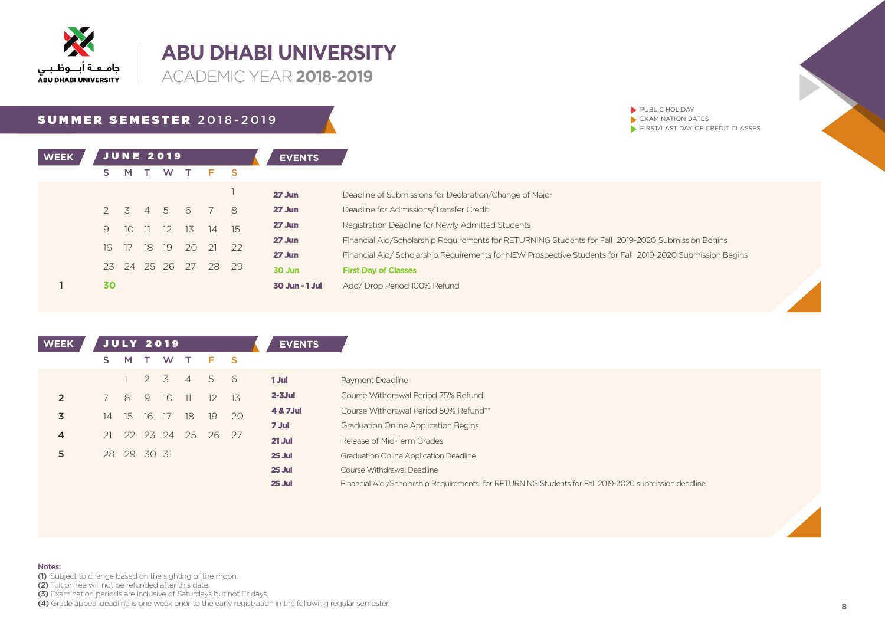جامعة أبوظبي
ABU DHABI UNIVERSITY

# ABU DHABI UNIVERSITY

ACADEMIC YEAR **2018-2019**

## SUMMER SEMESTER 2018-2019

- PUBLIC HOLIDAY
- EXAMINATION DATES
- FIRST/LAST DAY OF CREDIT CLASSES

### JUNE 2019

| WEEK | S | M | T | W | T | F | S |
|---|---|---|---|---|---|---|---|
| | | | | | | | 1 |
| | 2 | 3 | 4 | 5 | 6 | 7 | 8 |
| | 9 | 10 | 11 | 12 | 13 | 14 | 15 |
| | 16 | 17 | 18 | 19 | 20 | 21 | 22 |
| | 23 | 24 | 25 | 26 | 27 | 28 | 29 |
| 1 | 30 | | | | | | |

| EVENTS | |
|---|---|
| **27 Jun** | Deadline of Submissions for Declaration/Change of Major |
| **27 Jun** | Deadline for Admissions/Transfer Credit |
| **27 Jun** | Registration Deadline for Newly Admitted Students |
| **27 Jun** | Financial Aid/Scholarship Requirements for RETURNING Students for Fall 2019-2020 Submission Begins |
| **27 Jun** | Financial Aid/ Scholarship Requirements for NEW Prospective Students for Fall 2019-2020 Submission Begins |
| **30 Jun** | **First Day of Classes** |
| **30 Jun - 1 Jul** | Add/ Drop Period 100% Refund |

### JULY 2019

| WEEK | S | M | T | W | T | F | S |
|---|---|---|---|---|---|---|---|
| | | 1 | 2 | 3 | 4 | 5 | 6 |
| 2 | 7 | 8 | 9 | 10 | 11 | 12 | 13 |
| 3 | 14 | 15 | 16 | 17 | 18 | 19 | 20 |
| 4 | 21 | 22 | 23 | 24 | 25 | 26 | 27 |
| 5 | 28 | 29 | 30 | 31 | | | |

| EVENTS | |
|---|---|
| **1 Jul** | Payment Deadline |
| **2-3Jul** | Course Withdrawal Period 75% Refund |
| **4 & 7Jul** | Course Withdrawal Period 50% Refund** |
| **7 Jul** | Graduation Online Application Begins |
| **21 Jul** | Release of Mid-Term Grades |
| **25 Jul** | Graduation Online Application Deadline |
| **25 Jul** | Course Withdrawal Deadline |
| **25 Jul** | Financial Aid /Scholarship Requirements for RETURNING Students for Fall 2019-2020 submission deadline |

Notes:

**(1)** Subject to change based on the sighting of the moon.
**(2)** Tuition fee will not be refunded after this date.
**(3)** Examination periods are inclusive of Saturdays but not Fridays.
**(4)** Grade appeal deadline is one week prior to the early registration in the following regular semester.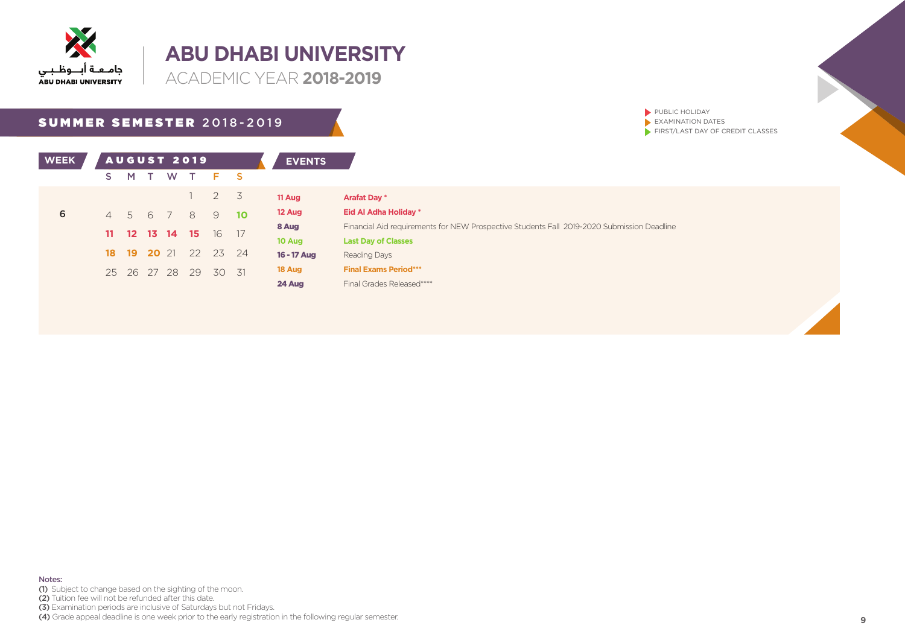# ABU DHABI UNIVERSITY

ACADEMIC YEAR **2018-2019**

## SUMMER SEMESTER 2018-2019

- PUBLIC HOLIDAY
- EXAMINATION DATES
- FIRST/LAST DAY OF CREDIT CLASSES

| WEEK | AUGUST 2019 | | | | | | |
|---|---|---|---|---|---|---|---|
| | S | M | T | W | T | F | S |
| | | | | | 1 | 2 | 3 |
| 6 | 4 | 5 | 6 | 7 | 8 | 9 | 10 |
| | 11 | 12 | 13 | 14 | 15 | 16 | 17 |
| | 18 | 19 | 20 | 21 | 22 | 23 | 24 |
| | 25 | 26 | 27 | 28 | 29 | 30 | 31 |

**EVENTS**

| | |
|---|---|
| **11 Aug** | **Arafat Day \*** |
| **12 Aug** | **Eid Al Adha Holiday \*** |
| **8 Aug** | Financial Aid requirements for NEW Prospective Students Fall 2019-2020 Submission Deadline |
| **10 Aug** | **Last Day of Classes** |
| **16 - 17 Aug** | Reading Days |
| **18 Aug** | **Final Exams Period\*\*\*** |
| **24 Aug** | Final Grades Released\*\*\*\* |

Notes:
**(1)** Subject to change based on the sighting of the moon.
**(2)** Tuition fee will not be refunded after this date.
**(3)** Examination periods are inclusive of Saturdays but not Fridays.
**(4)** Grade appeal deadline is one week prior to the early registration in the following regular semester.